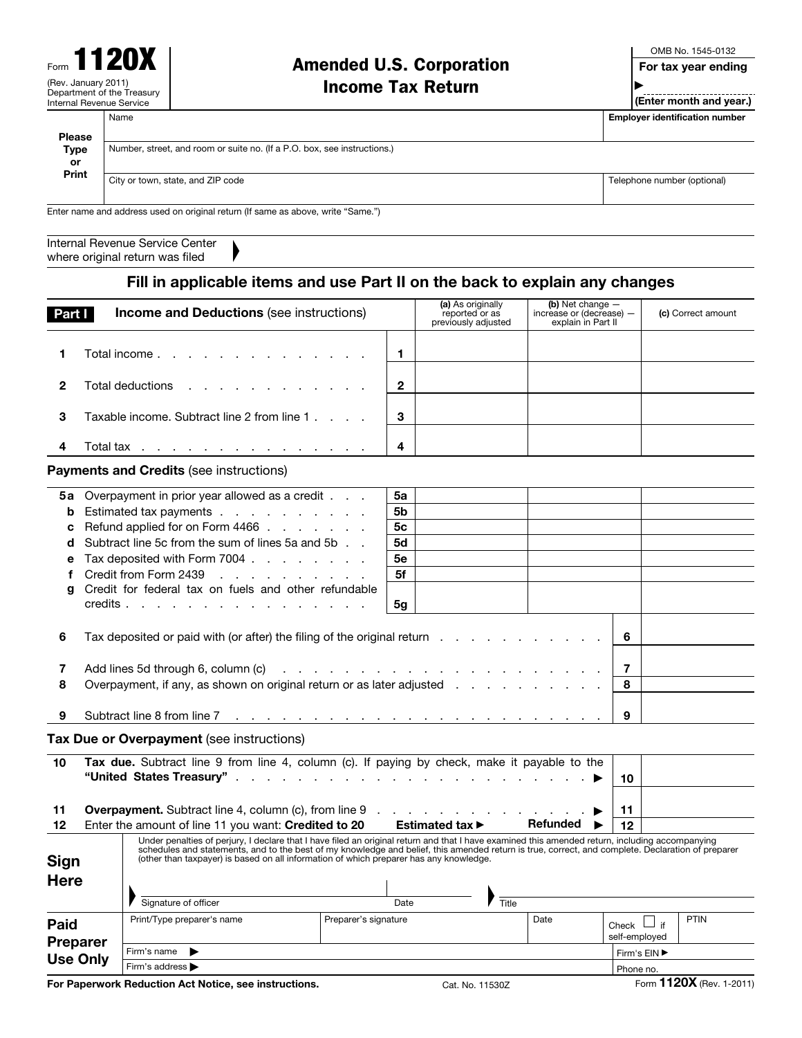Form **1120X**
(Rev. January 2011)
Department of the Treasury
Internal Revenue Service

# Amended U.S. Corporation Income Tax Return

OMB No. 1545-0132

**For tax year ending**

▶

**(Enter month and year.)**

| Please Type or Print | |
|---|---|
| Name | **Employer identification number** |
| Number, street, and room or suite no. (If a P.O. box, see instructions.) | |
| City or town, state, and ZIP code | Telephone number (optional) |

Enter name and address used on original return (If same as above, write "Same.")

Internal Revenue Service Center where original return was filed ▶

## Fill in applicable items and use Part II on the back to explain any changes

| **Part I** **Income and Deductions** (see instructions) | | (a) As originally reported or as previously adjusted | (b) Net change — increase or (decrease) — explain in Part II | (c) Correct amount |
|---|---|---|---|---|
| 1 Total income | 1 | | | |
| 2 Total deductions | 2 | | | |
| 3 Taxable income. Subtract line 2 from line 1 | 3 | | | |
| 4 Total tax | 4 | | | |

**Payments and Credits** (see instructions)

| | | | | |
|---|---|---|---|---|
| 5a Overpayment in prior year allowed as a credit | 5a | | | |
| b Estimated tax payments | 5b | | | |
| c Refund applied for on Form 4466 | 5c | | | |
| d Subtract line 5c from the sum of lines 5a and 5b | 5d | | | |
| e Tax deposited with Form 7004 | 5e | | | |
| f Credit from Form 2439 | 5f | | | |
| g Credit for federal tax on fuels and other refundable credits | 5g | | | |

| | | |
|---|---|---|
| 6 Tax deposited or paid with (or after) the filing of the original return | 6 | |
| 7 Add lines 5d through 6, column (c) | 7 | |
| 8 Overpayment, if any, as shown on original return or as later adjusted | 8 | |
| 9 Subtract line 8 from line 7 | 9 | |

**Tax Due or Overpayment** (see instructions)

| | | |
|---|---|---|
| 10 **Tax due.** Subtract line 9 from line 4, column (c). If paying by check, make it payable to the **"United States Treasury"** ▶ | 10 | |
| 11 **Overpayment.** Subtract line 4, column (c), from line 9 ▶ | 11 | |
| 12 Enter the amount of line 11 you want: **Credited to 20 Estimated tax** ▶ **Refunded** ▶ | 12 | |

**Sign Here**

Under penalties of perjury, I declare that I have filed an original return and that I have examined this amended return, including accompanying schedules and statements, and to the best of my knowledge and belief, this amended return is true, correct, and complete. Declaration of preparer (other than taxpayer) is based on all information of which preparer has any knowledge.

▶ Signature of officer | Date | ▶ Title

**Paid Preparer Use Only**

| Print/Type preparer's name | Preparer's signature | Date | Check ☐ if self-employed | PTIN |
|---|---|---|---|---|
| Firm's name ▶ | | | Firm's EIN ▶ | |
| Firm's address ▶ | | | Phone no. | |

**For Paperwork Reduction Act Notice, see instructions.** Cat. No. 11530Z Form **1120X** (Rev. 1-2011)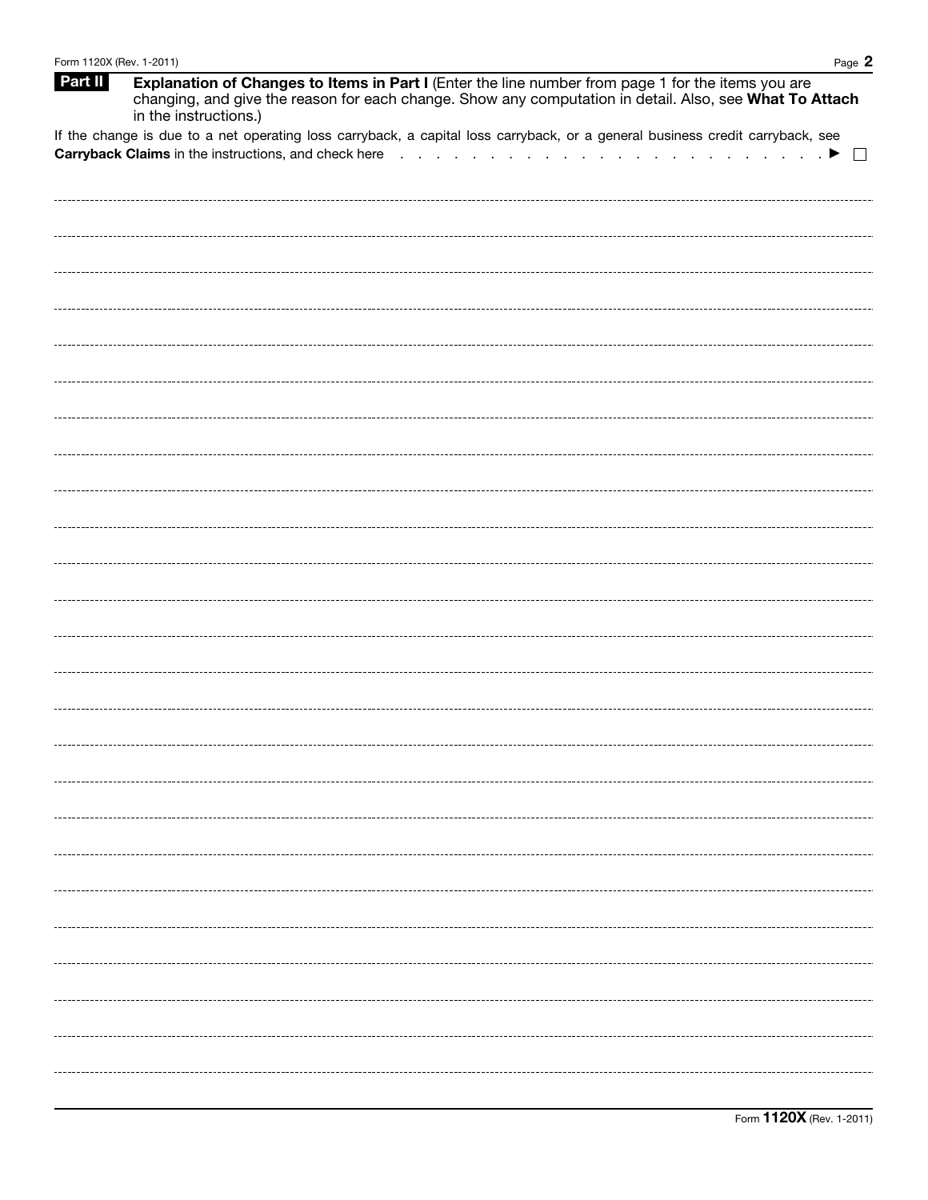## Part II Explanation of Changes to Items in Part I

(Enter the line number from page 1 for the items you are changing, and give the reason for each change. Show any computation in detail. Also, see **What To Attach** in the instructions.)

If the change is due to a net operating loss carryback, a capital loss carryback, or a general business credit carryback, see **Carryback Claims** in the instructions, and check here . . . . . . . . . . . . . . . . . . . . . . . ▶ ☐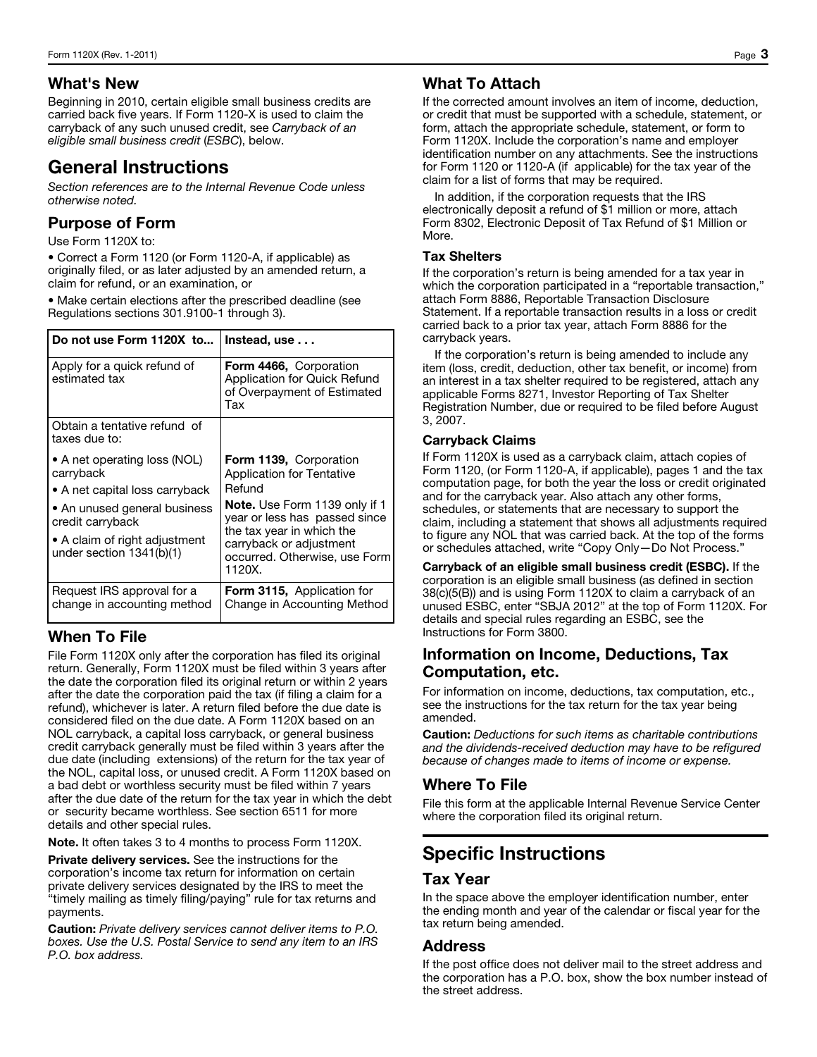## What's New

Beginning in 2010, certain eligible small business credits are carried back five years. If Form 1120-X is used to claim the carryback of any such unused credit, see *Carryback of an eligible small business credit* (*ESBC*), below.

# General Instructions

*Section references are to the Internal Revenue Code unless otherwise noted.*

## Purpose of Form

Use Form 1120X to:

- Correct a Form 1120 (or Form 1120-A, if applicable) as originally filed, or as later adjusted by an amended return, a claim for refund, or an examination, or
- Make certain elections after the prescribed deadline (see Regulations sections 301.9100-1 through 3).

| Do not use Form 1120X to... | Instead, use . . . |
| --- | --- |
| Apply for a quick refund of estimated tax | **Form 4466,** Corporation Application for Quick Refund of Overpayment of Estimated Tax |
| Obtain a tentative refund of taxes due to:<br>• A net operating loss (NOL) carryback<br>• A net capital loss carryback<br>• An unused general business credit carryback<br>• A claim of right adjustment under section 1341(b)(1) | **Form 1139,** Corporation Application for Tentative Refund<br>**Note.** Use Form 1139 only if 1 year or less has passed since the tax year in which the carryback or adjustment occurred. Otherwise, use Form 1120X. |
| Request IRS approval for a change in accounting method | **Form 3115,** Application for Change in Accounting Method |

## When To File

File Form 1120X only after the corporation has filed its original return. Generally, Form 1120X must be filed within 3 years after the date the corporation filed its original return or within 2 years after the date the corporation paid the tax (if filing a claim for a refund), whichever is later. A return filed before the due date is considered filed on the due date. A Form 1120X based on an NOL carryback, a capital loss carryback, or general business credit carryback generally must be filed within 3 years after the due date (including extensions) of the return for the tax year of the NOL, capital loss, or unused credit. A Form 1120X based on a bad debt or worthless security must be filed within 7 years after the due date of the return for the tax year in which the debt or security became worthless. See section 6511 for more details and other special rules.

**Note.** It often takes 3 to 4 months to process Form 1120X.

**Private delivery services.** See the instructions for the corporation's income tax return for information on certain private delivery services designated by the IRS to meet the "timely mailing as timely filing/paying" rule for tax returns and payments.

**Caution:** *Private delivery services cannot deliver items to P.O. boxes. Use the U.S. Postal Service to send any item to an IRS P.O. box address.*

## What To Attach

If the corrected amount involves an item of income, deduction, or credit that must be supported with a schedule, statement, or form, attach the appropriate schedule, statement, or form to Form 1120X. Include the corporation's name and employer identification number on any attachments. See the instructions for Form 1120 or 1120-A (if applicable) for the tax year of the claim for a list of forms that may be required.

In addition, if the corporation requests that the IRS electronically deposit a refund of $1 million or more, attach Form 8302, Electronic Deposit of Tax Refund of $1 Million or More.

### Tax Shelters

If the corporation's return is being amended for a tax year in which the corporation participated in a "reportable transaction," attach Form 8886, Reportable Transaction Disclosure Statement. If a reportable transaction results in a loss or credit carried back to a prior tax year, attach Form 8886 for the carryback years.

If the corporation's return is being amended to include any item (loss, credit, deduction, other tax benefit, or income) from an interest in a tax shelter required to be registered, attach any applicable Forms 8271, Investor Reporting of Tax Shelter Registration Number, due or required to be filed before August 3, 2007.

### Carryback Claims

If Form 1120X is used as a carryback claim, attach copies of Form 1120, (or Form 1120-A, if applicable), pages 1 and the tax computation page, for both the year the loss or credit originated and for the carryback year. Also attach any other forms, schedules, or statements that are necessary to support the claim, including a statement that shows all adjustments required to figure any NOL that was carried back. At the top of the forms or schedules attached, write "Copy Only—Do Not Process."

**Carryback of an eligible small business credit (ESBC).** If the corporation is an eligible small business (as defined in section 38(c)(5(B)) and is using Form 1120X to claim a carryback of an unused ESBC, enter "SBJA 2012" at the top of Form 1120X. For details and special rules regarding an ESBC, see the Instructions for Form 3800.

## Information on Income, Deductions, Tax Computation, etc.

For information on income, deductions, tax computation, etc., see the instructions for the tax return for the tax year being amended.

**Caution:** *Deductions for such items as charitable contributions and the dividends-received deduction may have to be refigured because of changes made to items of income or expense.*

## Where To File

File this form at the applicable Internal Revenue Service Center where the corporation filed its original return.

# Specific Instructions

## Tax Year

In the space above the employer identification number, enter the ending month and year of the calendar or fiscal year for the tax return being amended.

## Address

If the post office does not deliver mail to the street address and the corporation has a P.O. box, show the box number instead of the street address.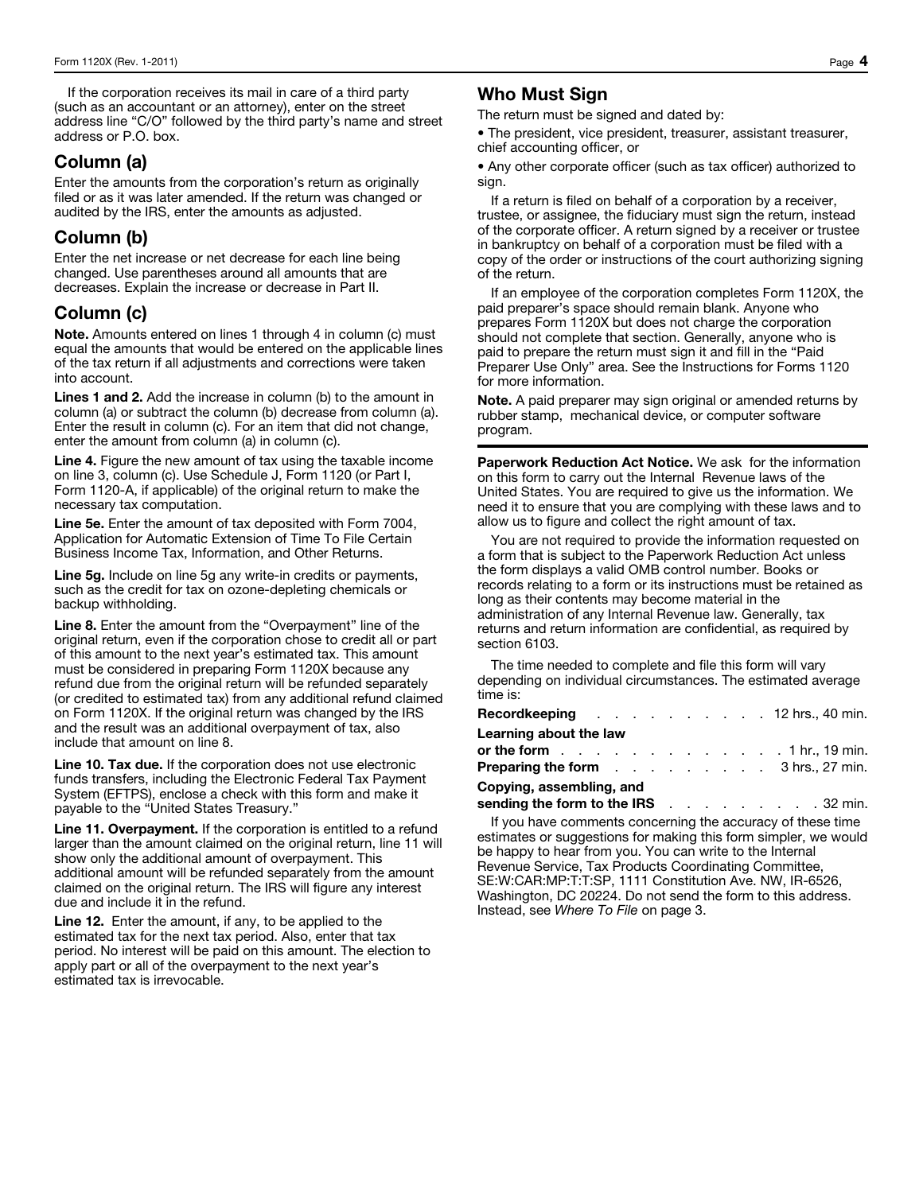If the corporation receives its mail in care of a third party (such as an accountant or an attorney), enter on the street address line "C/O" followed by the third party's name and street address or P.O. box.

## Column (a)

Enter the amounts from the corporation's return as originally filed or as it was later amended. If the return was changed or audited by the IRS, enter the amounts as adjusted.

## Column (b)

Enter the net increase or net decrease for each line being changed. Use parentheses around all amounts that are decreases. Explain the increase or decrease in Part II.

## Column (c)

**Note.** Amounts entered on lines 1 through 4 in column (c) must equal the amounts that would be entered on the applicable lines of the tax return if all adjustments and corrections were taken into account.

**Lines 1 and 2.** Add the increase in column (b) to the amount in column (a) or subtract the column (b) decrease from column (a). Enter the result in column (c). For an item that did not change, enter the amount from column (a) in column (c).

**Line 4.** Figure the new amount of tax using the taxable income on line 3, column (c). Use Schedule J, Form 1120 (or Part I, Form 1120-A, if applicable) of the original return to make the necessary tax computation.

**Line 5e.** Enter the amount of tax deposited with Form 7004, Application for Automatic Extension of Time To File Certain Business Income Tax, Information, and Other Returns.

**Line 5g.** Include on line 5g any write-in credits or payments, such as the credit for tax on ozone-depleting chemicals or backup withholding.

**Line 8.** Enter the amount from the "Overpayment" line of the original return, even if the corporation chose to credit all or part of this amount to the next year's estimated tax. This amount must be considered in preparing Form 1120X because any refund due from the original return will be refunded separately (or credited to estimated tax) from any additional refund claimed on Form 1120X. If the original return was changed by the IRS and the result was an additional overpayment of tax, also include that amount on line 8.

**Line 10. Tax due.** If the corporation does not use electronic funds transfers, including the Electronic Federal Tax Payment System (EFTPS), enclose a check with this form and make it payable to the "United States Treasury."

**Line 11. Overpayment.** If the corporation is entitled to a refund larger than the amount claimed on the original return, line 11 will show only the additional amount of overpayment. This additional amount will be refunded separately from the amount claimed on the original return. The IRS will figure any interest due and include it in the refund.

**Line 12.** Enter the amount, if any, to be applied to the estimated tax for the next tax period. Also, enter that tax period. No interest will be paid on this amount. The election to apply part or all of the overpayment to the next year's estimated tax is irrevocable.

## Who Must Sign

The return must be signed and dated by:

- The president, vice president, treasurer, assistant treasurer, chief accounting officer, or
- Any other corporate officer (such as tax officer) authorized to sign.

If a return is filed on behalf of a corporation by a receiver, trustee, or assignee, the fiduciary must sign the return, instead of the corporate officer. A return signed by a receiver or trustee in bankruptcy on behalf of a corporation must be filed with a copy of the order or instructions of the court authorizing signing of the return.

If an employee of the corporation completes Form 1120X, the paid preparer's space should remain blank. Anyone who prepares Form 1120X but does not charge the corporation should not complete that section. Generally, anyone who is paid to prepare the return must sign it and fill in the "Paid Preparer Use Only" area. See the Instructions for Forms 1120 for more information.

**Note.** A paid preparer may sign original or amended returns by rubber stamp, mechanical device, or computer software program.

---

**Paperwork Reduction Act Notice.** We ask for the information on this form to carry out the Internal Revenue laws of the United States. You are required to give us the information. We need it to ensure that you are complying with these laws and to allow us to figure and collect the right amount of tax.

You are not required to provide the information requested on a form that is subject to the Paperwork Reduction Act unless the form displays a valid OMB control number. Books or records relating to a form or its instructions must be retained as long as their contents may become material in the administration of any Internal Revenue law. Generally, tax returns and return information are confidential, as required by section 6103.

The time needed to complete and file this form will vary depending on individual circumstances. The estimated average time is:

| | |
|---|---|
| **Recordkeeping** | 12 hrs., 40 min. |
| **Learning about the law or the form** | 1 hr., 19 min. |
| **Preparing the form** | 3 hrs., 27 min. |
| **Copying, assembling, and sending the form to the IRS** | 32 min. |

If you have comments concerning the accuracy of these time estimates or suggestions for making this form simpler, we would be happy to hear from you. You can write to the Internal Revenue Service, Tax Products Coordinating Committee, SE:W:CAR:MP:T:T:SP, 1111 Constitution Ave. NW, IR-6526, Washington, DC 20224. Do not send the form to this address. Instead, see *Where To File* on page 3.